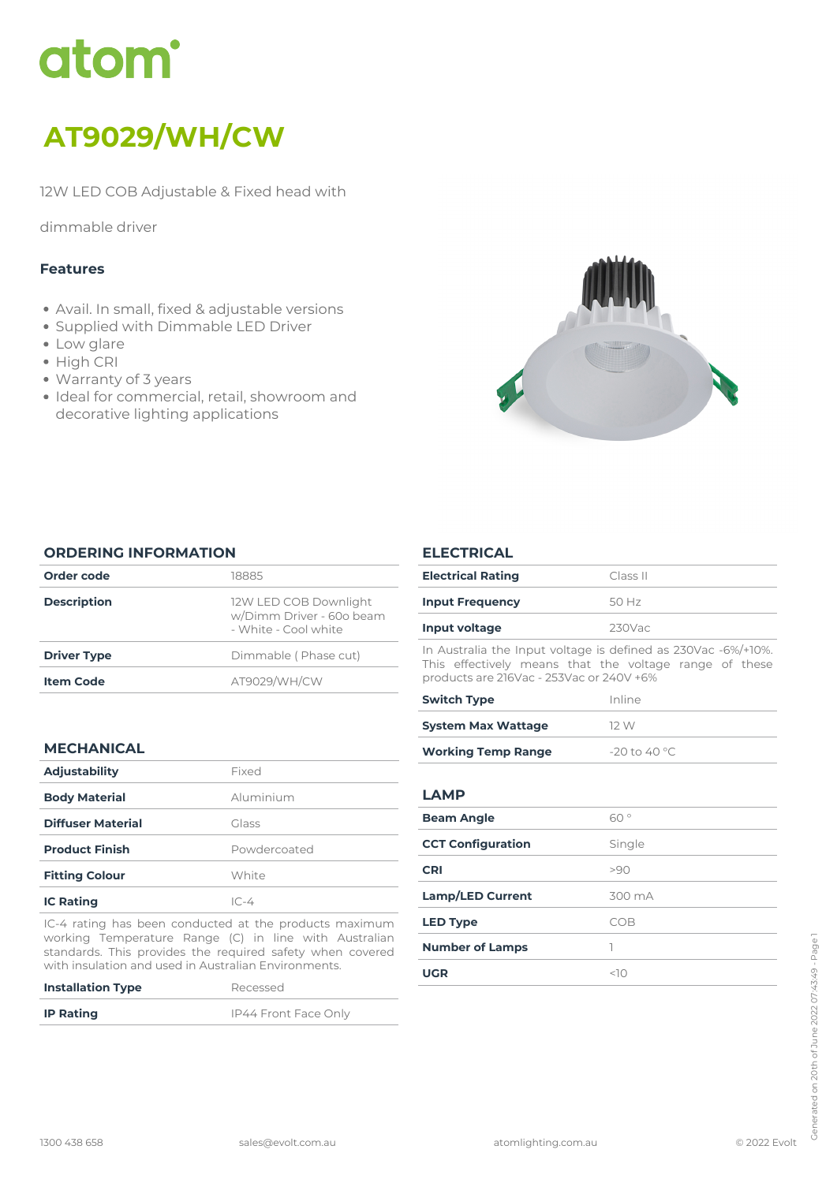# atom

# AT9029/WH/CW

12W LED COB Adjustable & Fixed head with

dimmable driver

### Features

- Avail. In small, fixed & adjustable versions
- Supplied with Dimmable LED Driver
- Low glare
- High CRI
- Warranty of 3 years
- Ideal for commercial, retail, showroom and decorative lighting applications

## ORDERING INFORMATION

| | |
|---|---|
| **Order code** | 18885 |
| **Description** | 12W LED COB Downlight w/Dimm Driver - 60o beam - White - Cool white |
| **Driver Type** | Dimmable ( Phase cut) |
| **Item Code** | AT9029/WH/CW |

## MECHANICAL

| | |
|---|---|
| **Adjustability** | Fixed |
| **Body Material** | Aluminium |
| **Diffuser Material** | Glass |
| **Product Finish** | Powdercoated |
| **Fitting Colour** | White |
| **IC Rating** | IC-4 |

IC-4 rating has been conducted at the products maximum working Temperature Range (C) in line with Australian standards. This provides the required safety when covered with insulation and used in Australian Environments.

| | |
|---|---|
| **Installation Type** | Recessed |
| **IP Rating** | IP44 Front Face Only |

## ELECTRICAL

| | |
|---|---|
| **Electrical Rating** | Class II |
| **Input Frequency** | 50 Hz |
| **Input voltage** | 230Vac |

In Australia the Input voltage is defined as 230Vac -6%/+10%. This effectively means that the voltage range of these products are 216Vac - 253Vac or 240V +6%

| | |
|---|---|
| **Switch Type** | Inline |
| **System Max Wattage** | 12 W |
| **Working Temp Range** | -20 to 40 °C |

## LAMP

| | |
|---|---|
| **Beam Angle** | 60 ° |
| **CCT Configuration** | Single |
| **CRI** | >90 |
| **Lamp/LED Current** | 300 mA |
| **LED Type** | COB |
| **Number of Lamps** | 1 |
| **UGR** | <10 |

1300 438 658 sales@evolt.com.au atomlighting.com.au © 2022 Evolt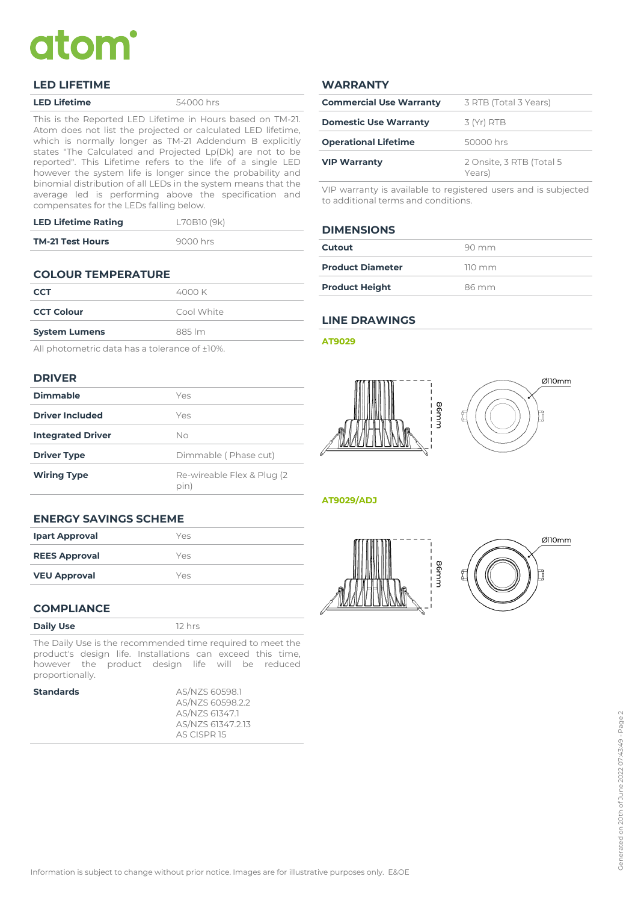atom

## LED LIFETIME

| LED Lifetime | 54000 hrs |
|---|---|

This is the Reported LED Lifetime in Hours based on TM-21. Atom does not list the projected or calculated LED lifetime, which is normally longer as TM-21 Addendum B explicitly states "The Calculated and Projected Lp(Dk) are not to be reported". This Lifetime refers to the life of a single LED however the system life is longer since the probability and binomial distribution of all LEDs in the system means that the average led is performing above the specification and compensates for the LEDs falling below.

| LED Lifetime Rating | L70B10 (9k) |
|---|---|
| TM-21 Test Hours | 9000 hrs |

## COLOUR TEMPERATURE

| CCT | 4000 K |
|---|---|
| CCT Colour | Cool White |
| System Lumens | 885 lm |

All photometric data has a tolerance of ±10%.

## DRIVER

| Dimmable | Yes |
|---|---|
| Driver Included | Yes |
| Integrated Driver | No |
| Driver Type | Dimmable ( Phase cut) |
| Wiring Type | Re-wireable Flex & Plug (2 pin) |

## ENERGY SAVINGS SCHEME

| Ipart Approval | Yes |
|---|---|
| REES Approval | Yes |
| VEU Approval | Yes |

## COMPLIANCE

| Daily Use | 12 hrs |
|---|---|

The Daily Use is the recommended time required to meet the product's design life. Installations can exceed this time, however the product design life will be reduced proportionally.

| Standards | AS/NZS 60598.1<br>AS/NZS 60598.2.2<br>AS/NZS 61347.1<br>AS/NZS 61347.2.13<br>AS CISPR 15 |
|---|---|

## WARRANTY

| Commercial Use Warranty | 3 RTB (Total 3 Years) |
|---|---|
| Domestic Use Warranty | 3 (Yr) RTB |
| Operational Lifetime | 50000 hrs |
| VIP Warranty | 2 Onsite, 3 RTB (Total 5 Years) |

VIP warranty is available to registered users and is subjected to additional terms and conditions.

## DIMENSIONS

| Cutout | 90 mm |
|---|---|
| Product Diameter | 110 mm |
| Product Height | 86 mm |

## LINE DRAWINGS

**AT9029**

86mm

Ø110mm

**AT9029/ADJ**

86mm

Ø110mm

Information is subject to change without prior notice. Images are for illustrative purposes only. E&OE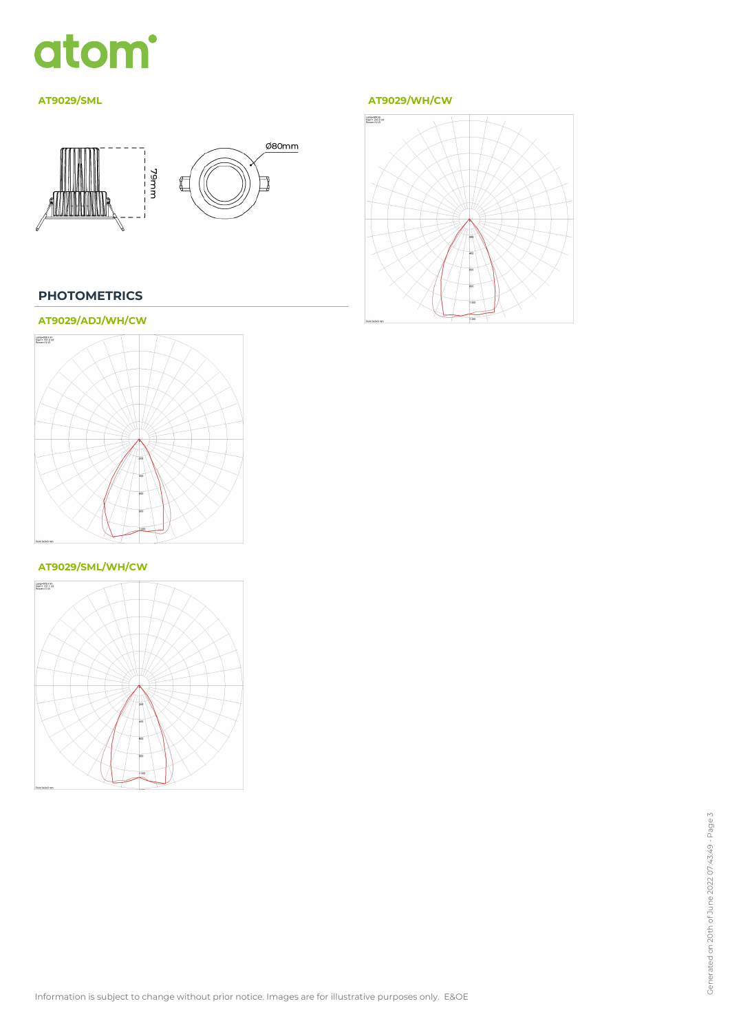# atom

**AT9029/SML**

Ø80mm

79mm

**AT9029/WH/CW**

Lamp=xxx lm
Max=1 120.0 cd
Power=13 W

200
400
600
800
1 000
1 200

Point by/each mm

## PHOTOMETRICS

**AT9029/ADJ/WH/CW**

Lamp=xxx lm
Max=1 155.0 cd
Power=13 W

200
400
600
800
1 000

Point by/each mm

**AT9029/SML/WH/CW**

Lamp=xxx lm
Max=1 125.1 cd
Power=13 W

200
400
600
800
1 000

Point by/each mm

Information is subject to change without prior notice. Images are for illustrative purposes only. E&OE

Generated on 20th of June 2022 07:43:49 - Page 3